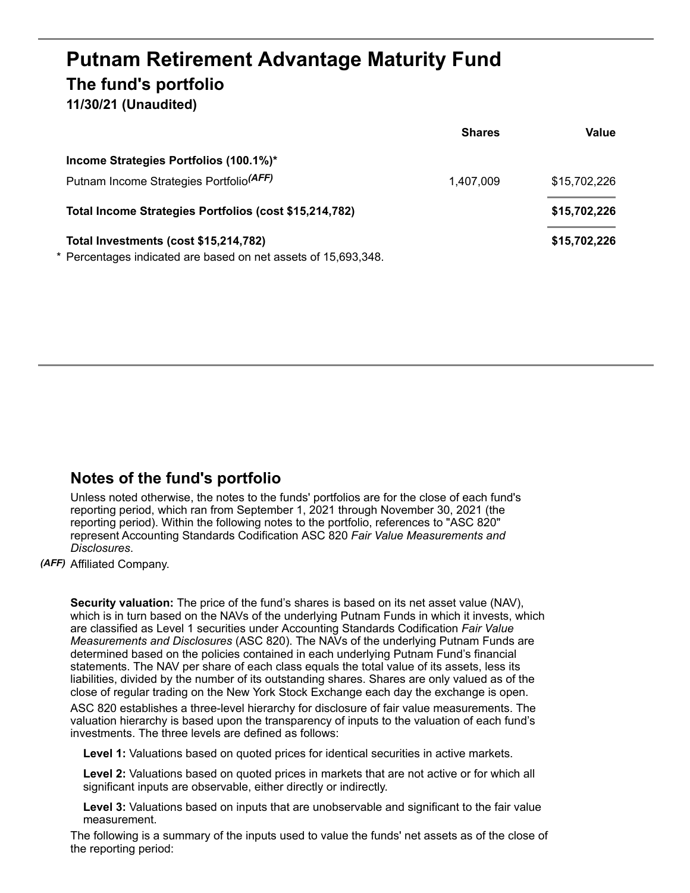# Putnam Retirement Advantage Maturity Fund

## The fund's portfolio

### 11/30/21 (Unaudited)

| | Shares | Value |
|---|---|---|
| **Income Strategies Portfolios (100.1%)*** | | |
| Putnam Income Strategies Portfolio *(AFF)* | 1,407,009 | $15,702,226 |
| **Total Income Strategies Portfolios (cost $15,214,782)** | | **$15,702,226** |
| **Total Investments (cost $15,214,782)** | | **$15,702,226** |

\* Percentages indicated are based on net assets of 15,693,348.

## Notes of the fund's portfolio

Unless noted otherwise, the notes to the funds' portfolios are for the close of each fund's reporting period, which ran from September 1, 2021 through November 30, 2021 (the reporting period). Within the following notes to the portfolio, references to "ASC 820" represent Accounting Standards Codification ASC 820 *Fair Value Measurements and Disclosures*.

*(AFF)* Affiliated Company.

**Security valuation:** The price of the fund's shares is based on its net asset value (NAV), which is in turn based on the NAVs of the underlying Putnam Funds in which it invests, which are classified as Level 1 securities under Accounting Standards Codification *Fair Value Measurements and Disclosures* (ASC 820). The NAVs of the underlying Putnam Funds are determined based on the policies contained in each underlying Putnam Fund's financial statements. The NAV per share of each class equals the total value of its assets, less its liabilities, divided by the number of its outstanding shares. Shares are only valued as of the close of regular trading on the New York Stock Exchange each day the exchange is open.

ASC 820 establishes a three-level hierarchy for disclosure of fair value measurements. The valuation hierarchy is based upon the transparency of inputs to the valuation of each fund's investments. The three levels are defined as follows:

**Level 1:** Valuations based on quoted prices for identical securities in active markets.

**Level 2:** Valuations based on quoted prices in markets that are not active or for which all significant inputs are observable, either directly or indirectly.

**Level 3:** Valuations based on inputs that are unobservable and significant to the fair value measurement.

The following is a summary of the inputs used to value the funds' net assets as of the close of the reporting period: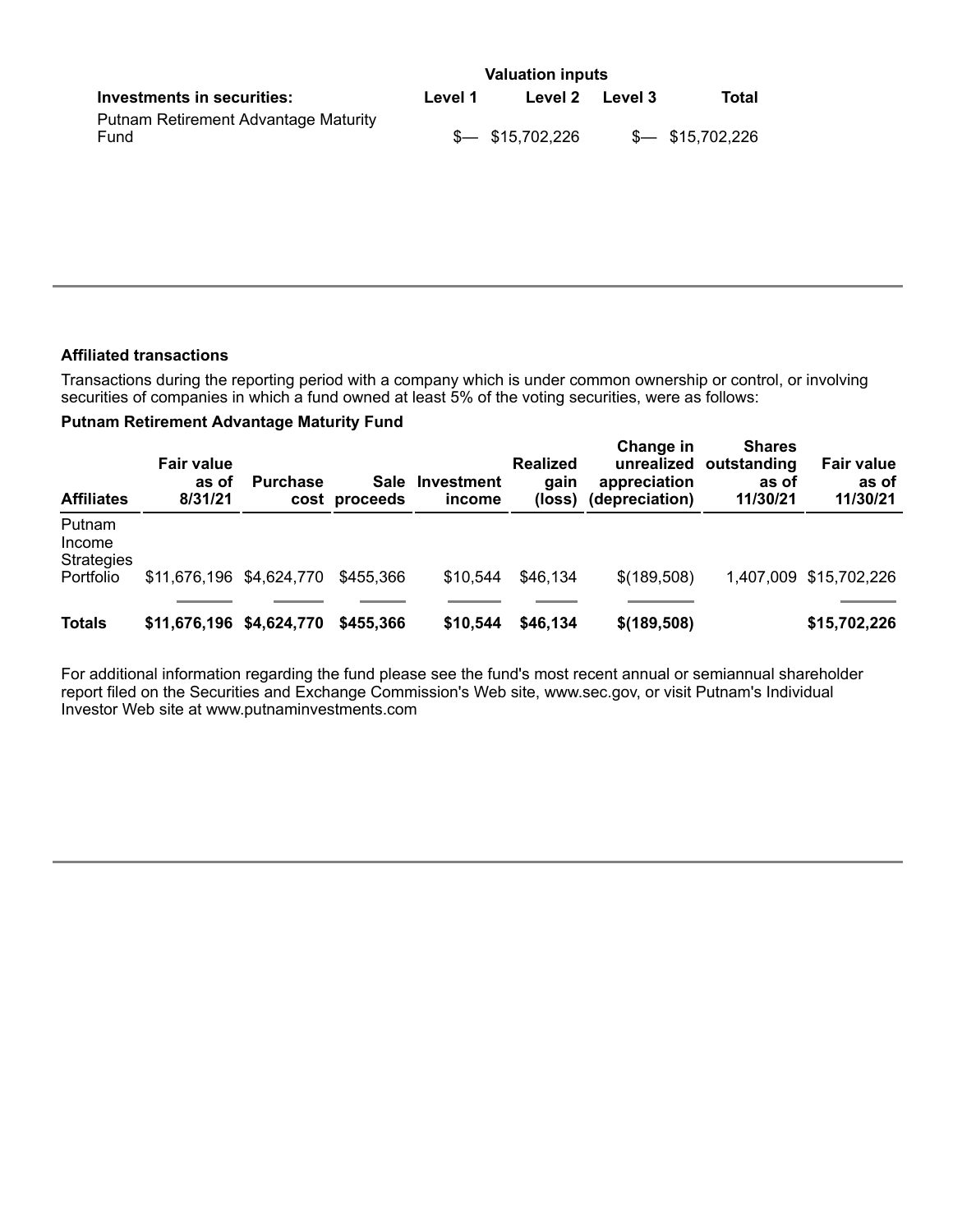| | Valuation inputs | | | |
|---|---|---|---|---|
| **Investments in securities:** | **Level 1** | **Level 2** | **Level 3** | **Total** |
| Putnam Retirement Advantage Maturity Fund | $— | $15,702,226 | $— | $15,702,226 |

### Affiliated transactions

Transactions during the reporting period with a company which is under common ownership or control, or involving securities of companies in which a fund owned at least 5% of the voting securities, were as follows:

**Putnam Retirement Advantage Maturity Fund**

| Affiliates | Fair value as of 8/31/21 | Purchase cost | Sale proceeds | Investment income | Realized gain (loss) | Change in unrealized appreciation (depreciation) | Shares outstanding as of 11/30/21 | Fair value as of 11/30/21 |
|---|---|---|---|---|---|---|---|---|
| Putnam Income Strategies Portfolio | $11,676,196 | $4,624,770 | $455,366 | $10,544 | $46,134 | $(189,508) | 1,407,009 | $15,702,226 |
| **Totals** | **$11,676,196** | **$4,624,770** | **$455,366** | **$10,544** | **$46,134** | **$(189,508)** | | **$15,702,226** |

For additional information regarding the fund please see the fund's most recent annual or semiannual shareholder report filed on the Securities and Exchange Commission's Web site, www.sec.gov, or visit Putnam's Individual Investor Web site at www.putnaminvestments.com